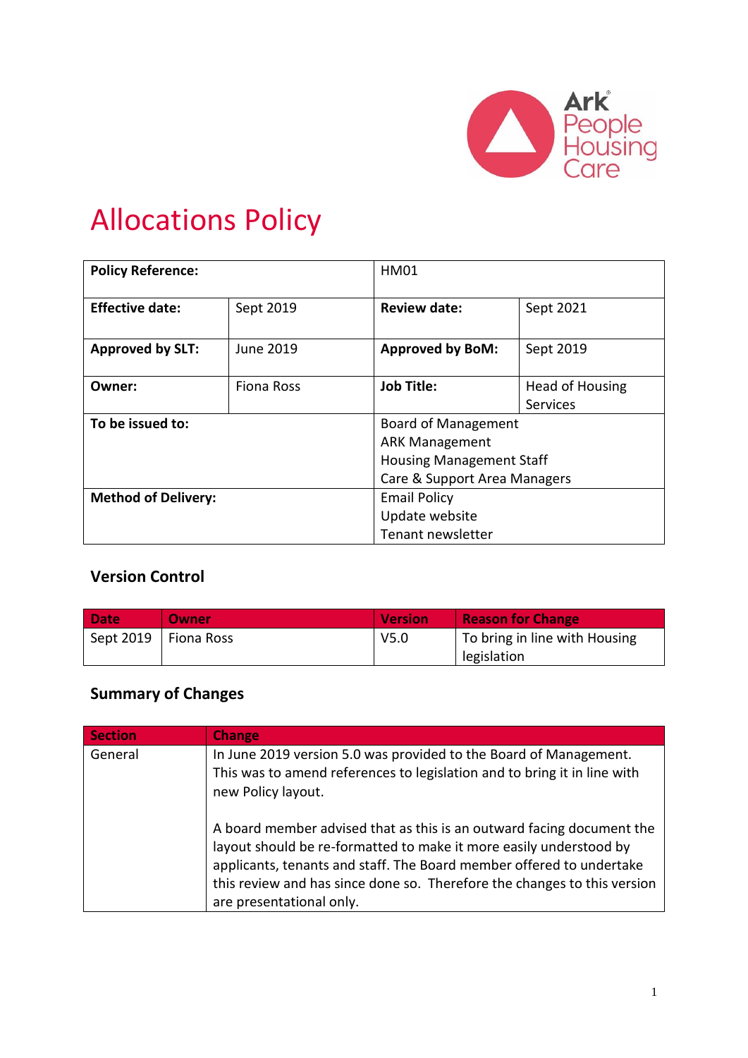Ark People Housing Care

# Allocations Policy

| **Policy Reference:** | | HM01 | |
|---|---|---|---|
| **Effective date:** | Sept 2019 | **Review date:** | Sept 2021 |
| **Approved by SLT:** | June 2019 | **Approved by BoM:** | Sept 2019 |
| **Owner:** | Fiona Ross | **Job Title:** | Head of Housing Services |
| **To be issued to:** | | Board of Management<br>ARK Management<br>Housing Management Staff<br>Care & Support Area Managers | |
| **Method of Delivery:** | | Email Policy<br>Update website<br>Tenant newsletter | |

## Version Control

| Date | Owner | Version | Reason for Change |
|---|---|---|---|
| Sept 2019 | Fiona Ross | V5.0 | To bring in line with Housing legislation |

## Summary of Changes

| Section | Change |
|---|---|
| General | In June 2019 version 5.0 was provided to the Board of Management. This was to amend references to legislation and to bring it in line with new Policy layout.<br><br>A board member advised that as this is an outward facing document the layout should be re-formatted to make it more easily understood by applicants, tenants and staff. The Board member offered to undertake this review and has since done so. Therefore the changes to this version are presentational only. |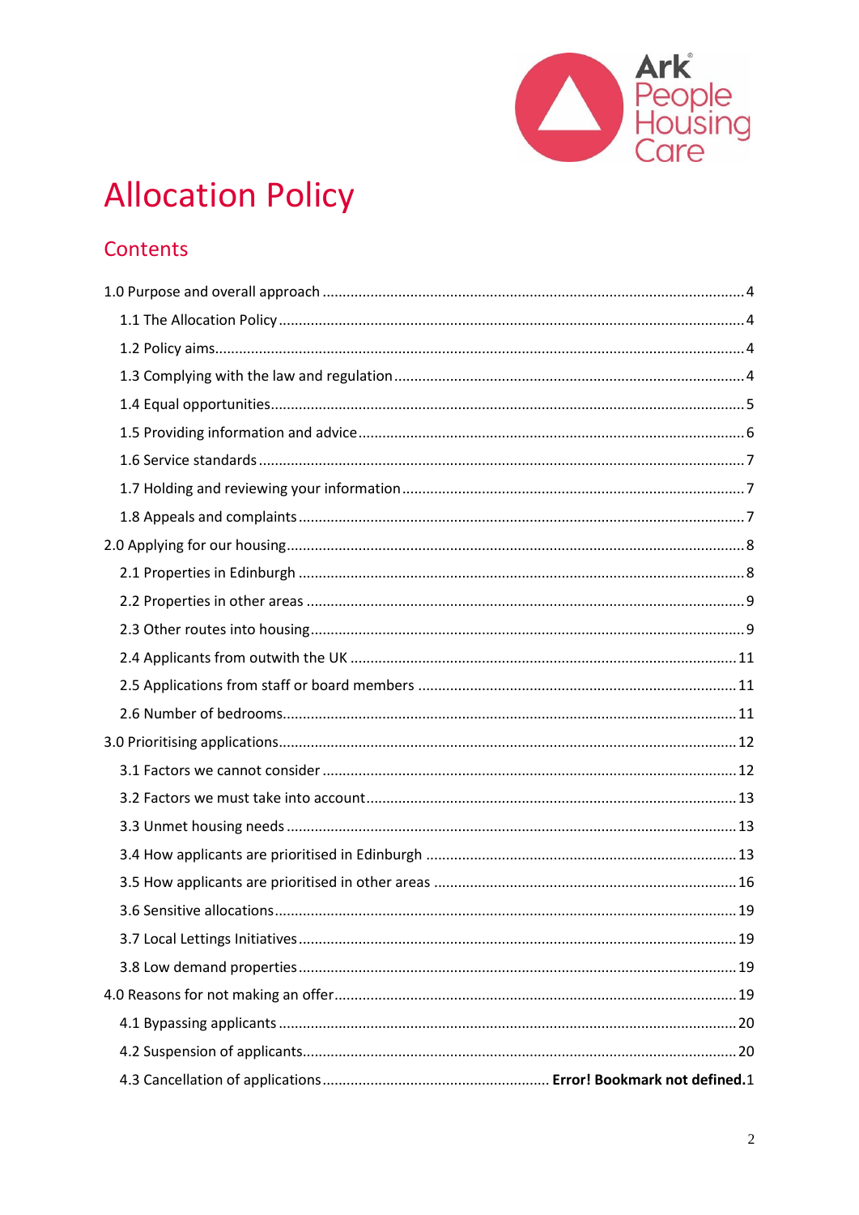Ark People Housing Care

# Allocation Policy

## Contents

1.0 Purpose and overall approach ........ 4

- 1.1 The Allocation Policy ........ 4
- 1.2 Policy aims ........ 4
- 1.3 Complying with the law and regulation ........ 4
- 1.4 Equal opportunities ........ 5
- 1.5 Providing information and advice ........ 6
- 1.6 Service standards ........ 7
- 1.7 Holding and reviewing your information ........ 7
- 1.8 Appeals and complaints ........ 7

2.0 Applying for our housing ........ 8

- 2.1 Properties in Edinburgh ........ 8
- 2.2 Properties in other areas ........ 9
- 2.3 Other routes into housing ........ 9
- 2.4 Applicants from outwith the UK ........ 11
- 2.5 Applications from staff or board members ........ 11
- 2.6 Number of bedrooms ........ 11

3.0 Prioritising applications ........ 12

- 3.1 Factors we cannot consider ........ 12
- 3.2 Factors we must take into account ........ 13
- 3.3 Unmet housing needs ........ 13
- 3.4 How applicants are prioritised in Edinburgh ........ 13
- 3.5 How applicants are prioritised in other areas ........ 16
- 3.6 Sensitive allocations ........ 19
- 3.7 Local Lettings Initiatives ........ 19
- 3.8 Low demand properties ........ 19

4.0 Reasons for not making an offer ........ 19

- 4.1 Bypassing applicants ........ 20
- 4.2 Suspension of applicants ........ 20
- 4.3 Cancellation of applications ........ **Error! Bookmark not defined.**1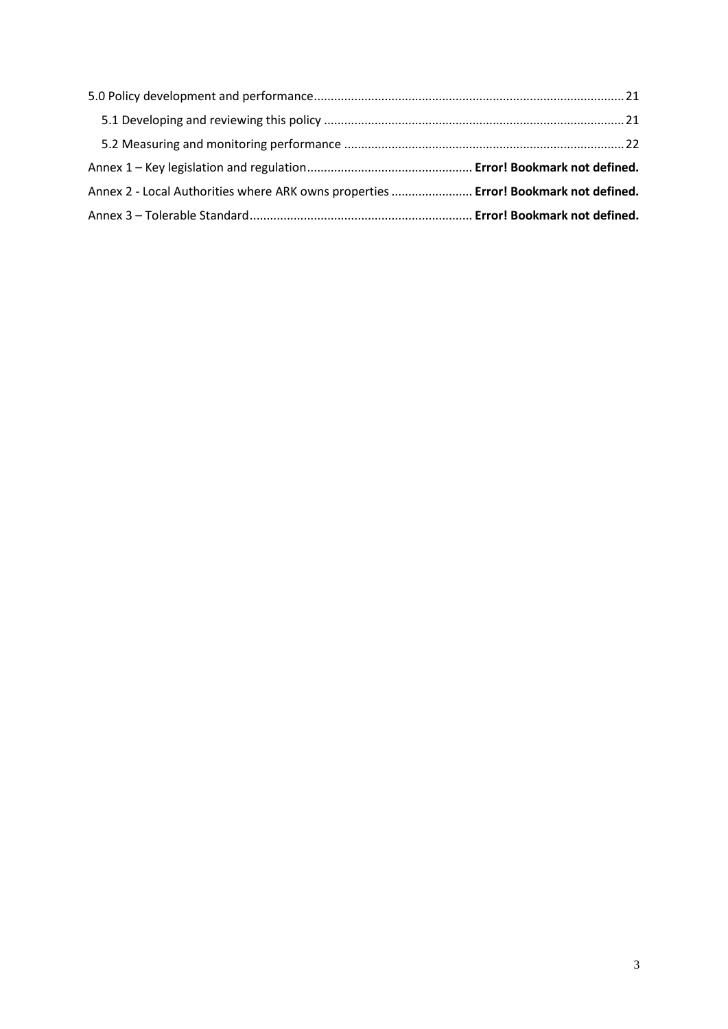5.0 Policy development and performance........................................................................................... 21

5.1 Developing and reviewing this policy ........................................................................................ 21

5.2 Measuring and monitoring performance .................................................................................. 22

Annex 1 – Key legislation and regulation................................................. **Error! Bookmark not defined.**

Annex 2 - Local Authorities where ARK owns properties ........................ **Error! Bookmark not defined.**

Annex 3 – Tolerable Standard.................................................................. **Error! Bookmark not defined.**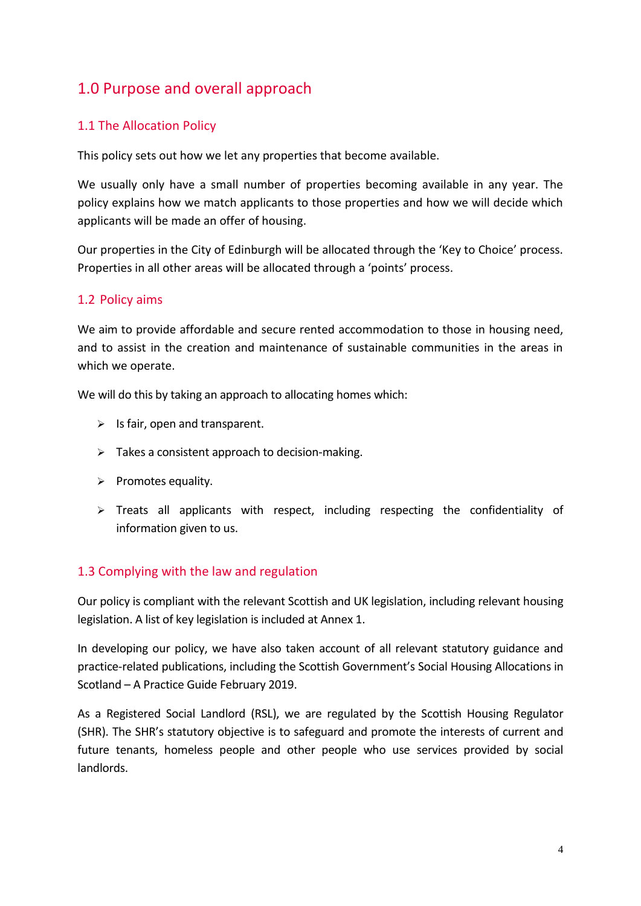# 1.0 Purpose and overall approach

## 1.1 The Allocation Policy

This policy sets out how we let any properties that become available.

We usually only have a small number of properties becoming available in any year. The policy explains how we match applicants to those properties and how we will decide which applicants will be made an offer of housing.

Our properties in the City of Edinburgh will be allocated through the 'Key to Choice' process. Properties in all other areas will be allocated through a 'points' process.

## 1.2 Policy aims

We aim to provide affordable and secure rented accommodation to those in housing need, and to assist in the creation and maintenance of sustainable communities in the areas in which we operate.

We will do this by taking an approach to allocating homes which:

- Is fair, open and transparent.
- Takes a consistent approach to decision-making.
- Promotes equality.
- Treats all applicants with respect, including respecting the confidentiality of information given to us.

## 1.3 Complying with the law and regulation

Our policy is compliant with the relevant Scottish and UK legislation, including relevant housing legislation. A list of key legislation is included at Annex 1.

In developing our policy, we have also taken account of all relevant statutory guidance and practice-related publications, including the Scottish Government's Social Housing Allocations in Scotland – A Practice Guide February 2019.

As a Registered Social Landlord (RSL), we are regulated by the Scottish Housing Regulator (SHR). The SHR's statutory objective is to safeguard and promote the interests of current and future tenants, homeless people and other people who use services provided by social landlords.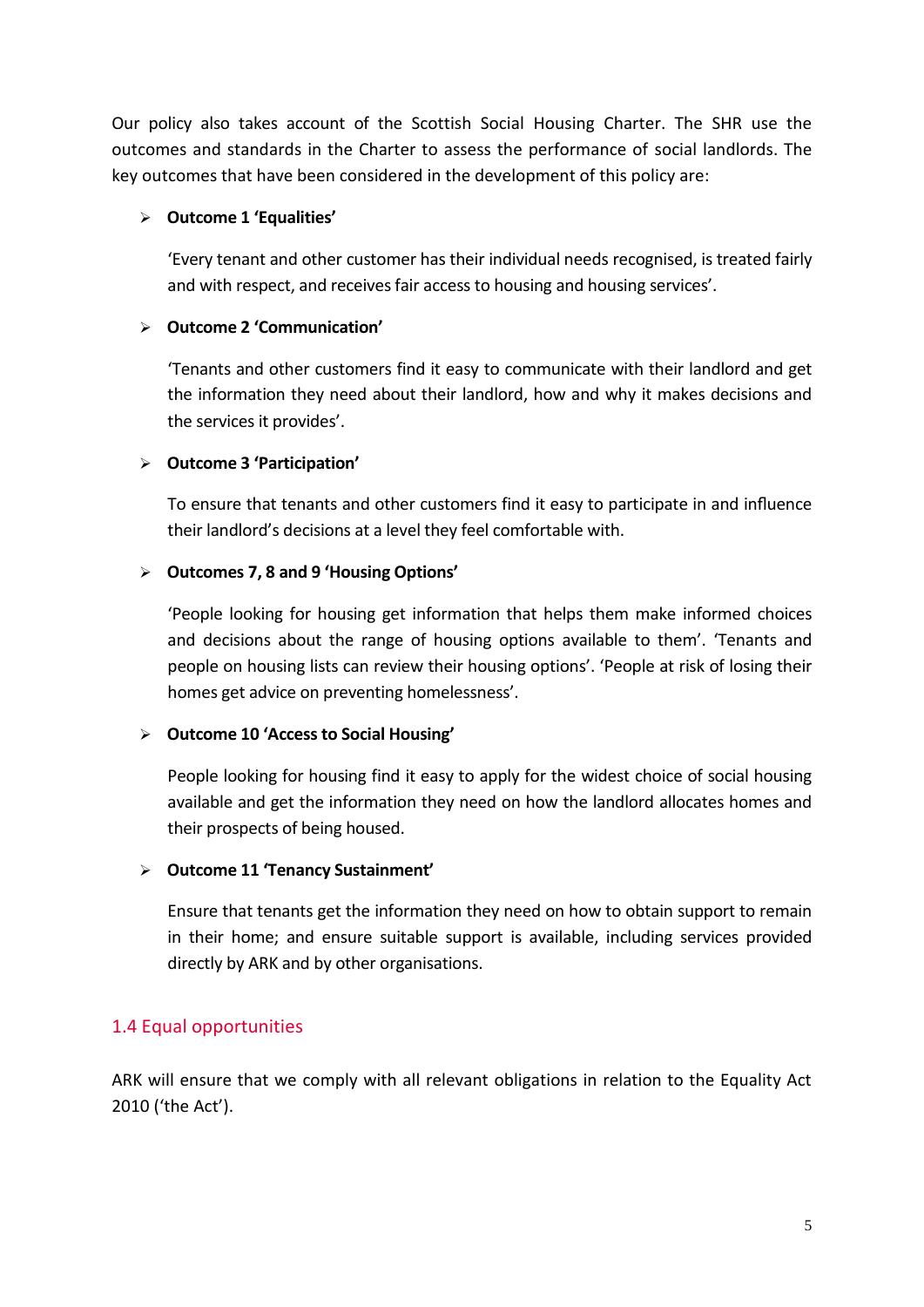Our policy also takes account of the Scottish Social Housing Charter. The SHR use the outcomes and standards in the Charter to assess the performance of social landlords. The key outcomes that have been considered in the development of this policy are:

- **Outcome 1 'Equalities'**

  'Every tenant and other customer has their individual needs recognised, is treated fairly and with respect, and receives fair access to housing and housing services'.

- **Outcome 2 'Communication'**

  'Tenants and other customers find it easy to communicate with their landlord and get the information they need about their landlord, how and why it makes decisions and the services it provides'.

- **Outcome 3 'Participation'**

  To ensure that tenants and other customers find it easy to participate in and influence their landlord's decisions at a level they feel comfortable with.

- **Outcomes 7, 8 and 9 'Housing Options'**

  'People looking for housing get information that helps them make informed choices and decisions about the range of housing options available to them'. 'Tenants and people on housing lists can review their housing options'. 'People at risk of losing their homes get advice on preventing homelessness'.

- **Outcome 10 'Access to Social Housing'**

  People looking for housing find it easy to apply for the widest choice of social housing available and get the information they need on how the landlord allocates homes and their prospects of being housed.

- **Outcome 11 'Tenancy Sustainment'**

  Ensure that tenants get the information they need on how to obtain support to remain in their home; and ensure suitable support is available, including services provided directly by ARK and by other organisations.

## 1.4 Equal opportunities

ARK will ensure that we comply with all relevant obligations in relation to the Equality Act 2010 ('the Act').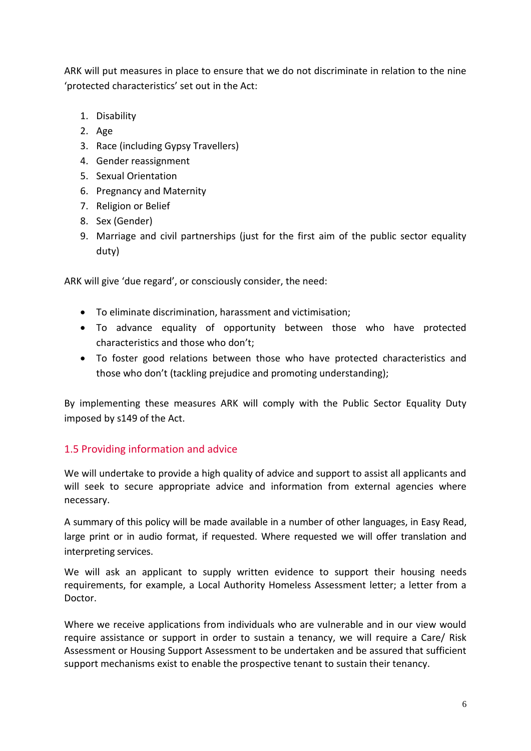ARK will put measures in place to ensure that we do not discriminate in relation to the nine 'protected characteristics' set out in the Act:

1. Disability
2. Age
3. Race (including Gypsy Travellers)
4. Gender reassignment
5. Sexual Orientation
6. Pregnancy and Maternity
7. Religion or Belief
8. Sex (Gender)
9. Marriage and civil partnerships (just for the first aim of the public sector equality duty)

ARK will give 'due regard', or consciously consider, the need:

- To eliminate discrimination, harassment and victimisation;
- To advance equality of opportunity between those who have protected characteristics and those who don't;
- To foster good relations between those who have protected characteristics and those who don't (tackling prejudice and promoting understanding);

By implementing these measures ARK will comply with the Public Sector Equality Duty imposed by s149 of the Act.

### 1.5 Providing information and advice

We will undertake to provide a high quality of advice and support to assist all applicants and will seek to secure appropriate advice and information from external agencies where necessary.

A summary of this policy will be made available in a number of other languages, in Easy Read, large print or in audio format, if requested. Where requested we will offer translation and interpreting services.

We will ask an applicant to supply written evidence to support their housing needs requirements, for example, a Local Authority Homeless Assessment letter; a letter from a Doctor.

Where we receive applications from individuals who are vulnerable and in our view would require assistance or support in order to sustain a tenancy, we will require a Care/ Risk Assessment or Housing Support Assessment to be undertaken and be assured that sufficient support mechanisms exist to enable the prospective tenant to sustain their tenancy.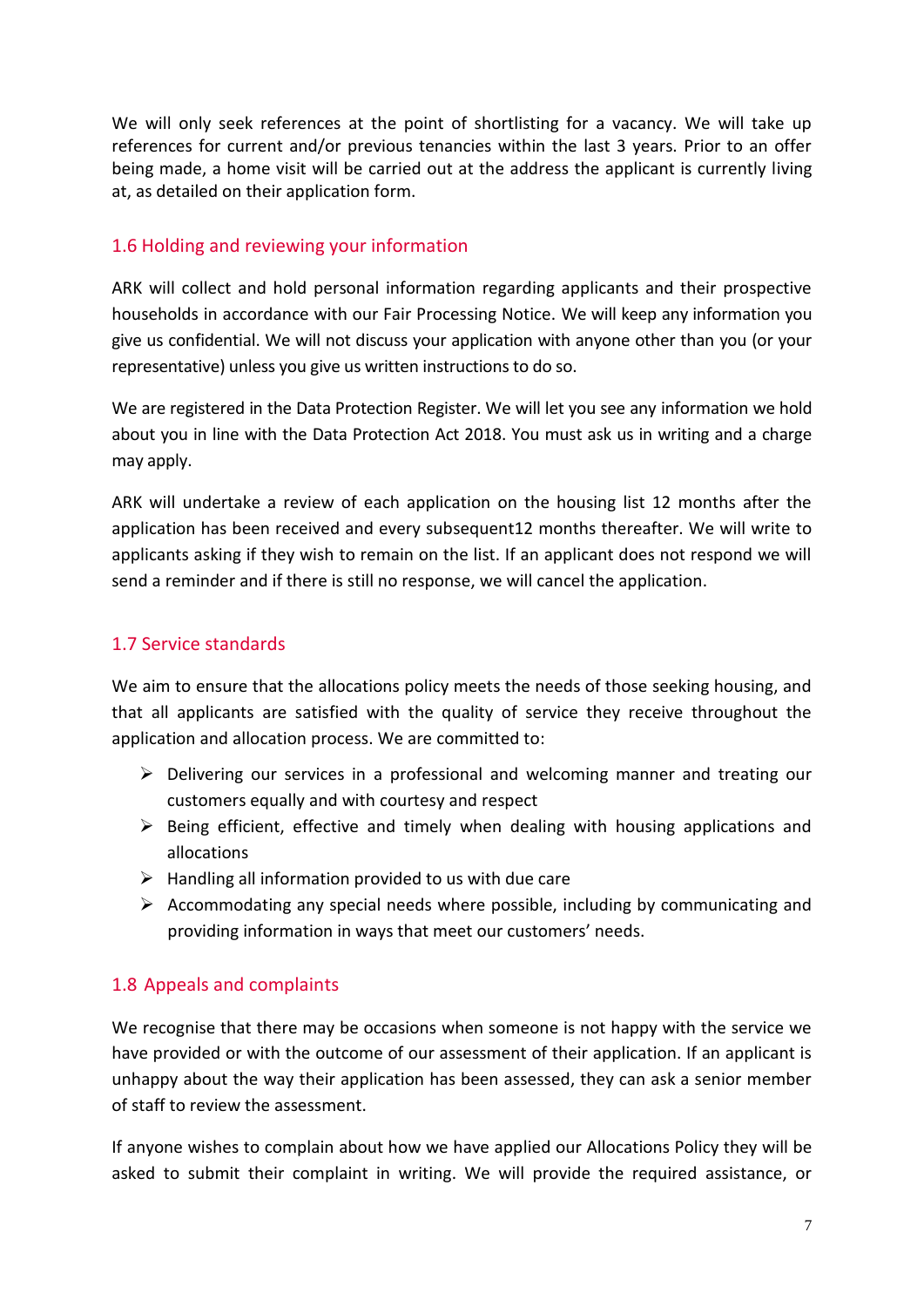We will only seek references at the point of shortlisting for a vacancy. We will take up references for current and/or previous tenancies within the last 3 years. Prior to an offer being made, a home visit will be carried out at the address the applicant is currently living at, as detailed on their application form.

## 1.6 Holding and reviewing your information

ARK will collect and hold personal information regarding applicants and their prospective households in accordance with our Fair Processing Notice. We will keep any information you give us confidential. We will not discuss your application with anyone other than you (or your representative) unless you give us written instructions to do so.

We are registered in the Data Protection Register. We will let you see any information we hold about you in line with the Data Protection Act 2018. You must ask us in writing and a charge may apply.

ARK will undertake a review of each application on the housing list 12 months after the application has been received and every subsequent12 months thereafter. We will write to applicants asking if they wish to remain on the list. If an applicant does not respond we will send a reminder and if there is still no response, we will cancel the application.

## 1.7 Service standards

We aim to ensure that the allocations policy meets the needs of those seeking housing, and that all applicants are satisfied with the quality of service they receive throughout the application and allocation process. We are committed to:

- Delivering our services in a professional and welcoming manner and treating our customers equally and with courtesy and respect
- Being efficient, effective and timely when dealing with housing applications and allocations
- Handling all information provided to us with due care
- Accommodating any special needs where possible, including by communicating and providing information in ways that meet our customers' needs.

## 1.8 Appeals and complaints

We recognise that there may be occasions when someone is not happy with the service we have provided or with the outcome of our assessment of their application. If an applicant is unhappy about the way their application has been assessed, they can ask a senior member of staff to review the assessment.

If anyone wishes to complain about how we have applied our Allocations Policy they will be asked to submit their complaint in writing. We will provide the required assistance, or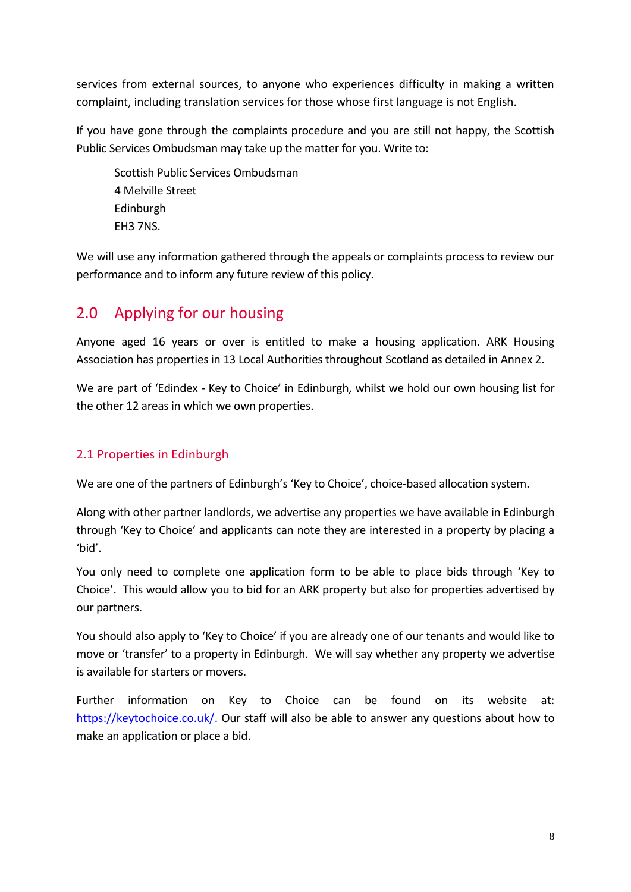services from external sources, to anyone who experiences difficulty in making a written complaint, including translation services for those whose first language is not English.

If you have gone through the complaints procedure and you are still not happy, the Scottish Public Services Ombudsman may take up the matter for you. Write to:

> Scottish Public Services Ombudsman
> 4 Melville Street
> Edinburgh
> EH3 7NS.

We will use any information gathered through the appeals or complaints process to review our performance and to inform any future review of this policy.

## 2.0 Applying for our housing

Anyone aged 16 years or over is entitled to make a housing application. ARK Housing Association has properties in 13 Local Authorities throughout Scotland as detailed in Annex 2.

We are part of 'Edindex - Key to Choice' in Edinburgh, whilst we hold our own housing list for the other 12 areas in which we own properties.

### 2.1 Properties in Edinburgh

We are one of the partners of Edinburgh's 'Key to Choice', choice-based allocation system.

Along with other partner landlords, we advertise any properties we have available in Edinburgh through 'Key to Choice' and applicants can note they are interested in a property by placing a 'bid'.

You only need to complete one application form to be able to place bids through 'Key to Choice'. This would allow you to bid for an ARK property but also for properties advertised by our partners.

You should also apply to 'Key to Choice' if you are already one of our tenants and would like to move or 'transfer' to a property in Edinburgh. We will say whether any property we advertise is available for starters or movers.

Further information on Key to Choice can be found on its website at: [https://keytochoice.co.uk/.](https://keytochoice.co.uk/) Our staff will also be able to answer any questions about how to make an application or place a bid.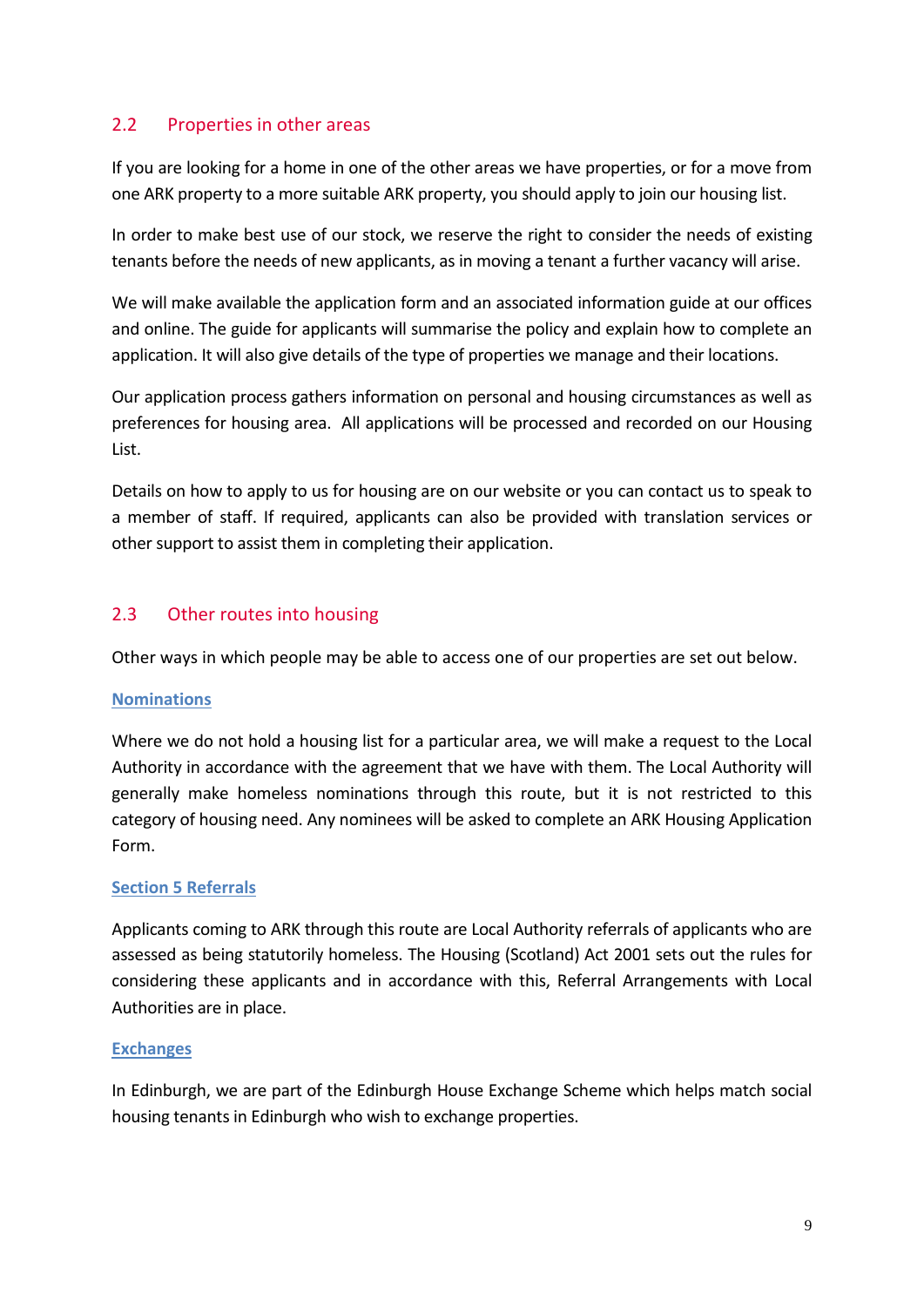## 2.2 Properties in other areas

If you are looking for a home in one of the other areas we have properties, or for a move from one ARK property to a more suitable ARK property, you should apply to join our housing list.

In order to make best use of our stock, we reserve the right to consider the needs of existing tenants before the needs of new applicants, as in moving a tenant a further vacancy will arise.

We will make available the application form and an associated information guide at our offices and online. The guide for applicants will summarise the policy and explain how to complete an application. It will also give details of the type of properties we manage and their locations.

Our application process gathers information on personal and housing circumstances as well as preferences for housing area. All applications will be processed and recorded on our Housing List.

Details on how to apply to us for housing are on our website or you can contact us to speak to a member of staff. If required, applicants can also be provided with translation services or other support to assist them in completing their application.

## 2.3 Other routes into housing

Other ways in which people may be able to access one of our properties are set out below.

**Nominations**

Where we do not hold a housing list for a particular area, we will make a request to the Local Authority in accordance with the agreement that we have with them. The Local Authority will generally make homeless nominations through this route, but it is not restricted to this category of housing need. Any nominees will be asked to complete an ARK Housing Application Form.

**Section 5 Referrals**

Applicants coming to ARK through this route are Local Authority referrals of applicants who are assessed as being statutorily homeless. The Housing (Scotland) Act 2001 sets out the rules for considering these applicants and in accordance with this, Referral Arrangements with Local Authorities are in place.

**Exchanges**

In Edinburgh, we are part of the Edinburgh House Exchange Scheme which helps match social housing tenants in Edinburgh who wish to exchange properties.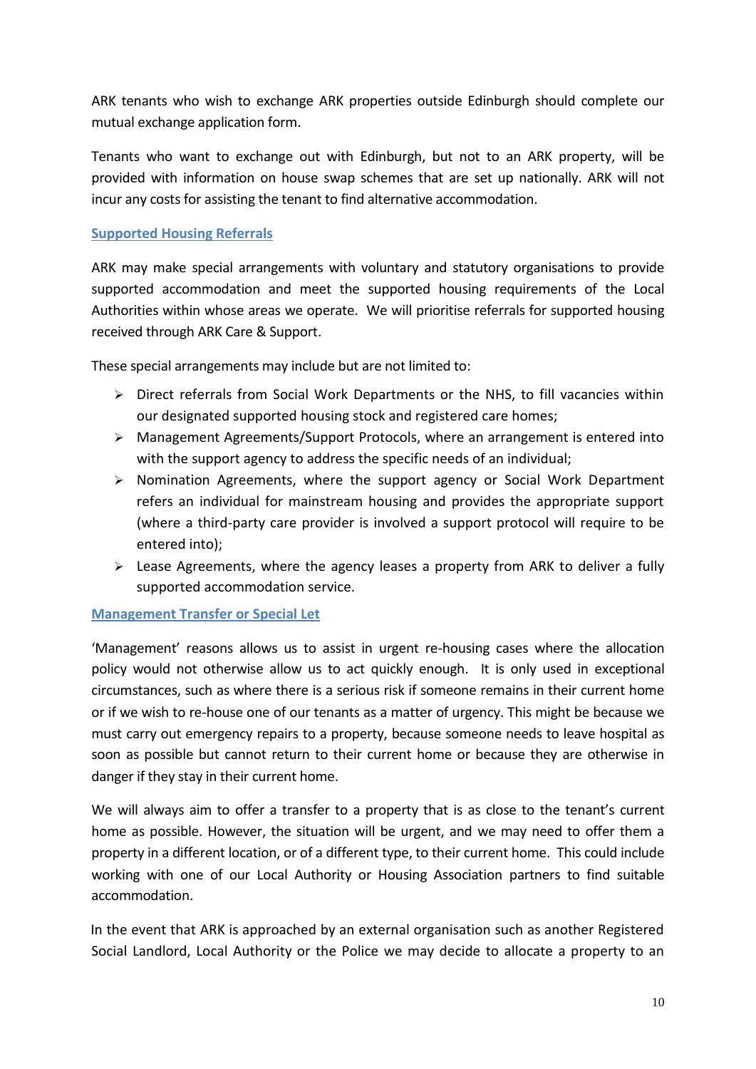ARK tenants who wish to exchange ARK properties outside Edinburgh should complete our mutual exchange application form.

Tenants who want to exchange out with Edinburgh, but not to an ARK property, will be provided with information on house swap schemes that are set up nationally. ARK will not incur any costs for assisting the tenant to find alternative accommodation.

## Supported Housing Referrals

ARK may make special arrangements with voluntary and statutory organisations to provide supported accommodation and meet the supported housing requirements of the Local Authorities within whose areas we operate. We will prioritise referrals for supported housing received through ARK Care & Support.

These special arrangements may include but are not limited to:

- Direct referrals from Social Work Departments or the NHS, to fill vacancies within our designated supported housing stock and registered care homes;
- Management Agreements/Support Protocols, where an arrangement is entered into with the support agency to address the specific needs of an individual;
- Nomination Agreements, where the support agency or Social Work Department refers an individual for mainstream housing and provides the appropriate support (where a third-party care provider is involved a support protocol will require to be entered into);
- Lease Agreements, where the agency leases a property from ARK to deliver a fully supported accommodation service.

## Management Transfer or Special Let

'Management' reasons allows us to assist in urgent re-housing cases where the allocation policy would not otherwise allow us to act quickly enough. It is only used in exceptional circumstances, such as where there is a serious risk if someone remains in their current home or if we wish to re-house one of our tenants as a matter of urgency. This might be because we must carry out emergency repairs to a property, because someone needs to leave hospital as soon as possible but cannot return to their current home or because they are otherwise in danger if they stay in their current home.

We will always aim to offer a transfer to a property that is as close to the tenant's current home as possible. However, the situation will be urgent, and we may need to offer them a property in a different location, or of a different type, to their current home. This could include working with one of our Local Authority or Housing Association partners to find suitable accommodation.

In the event that ARK is approached by an external organisation such as another Registered Social Landlord, Local Authority or the Police we may decide to allocate a property to an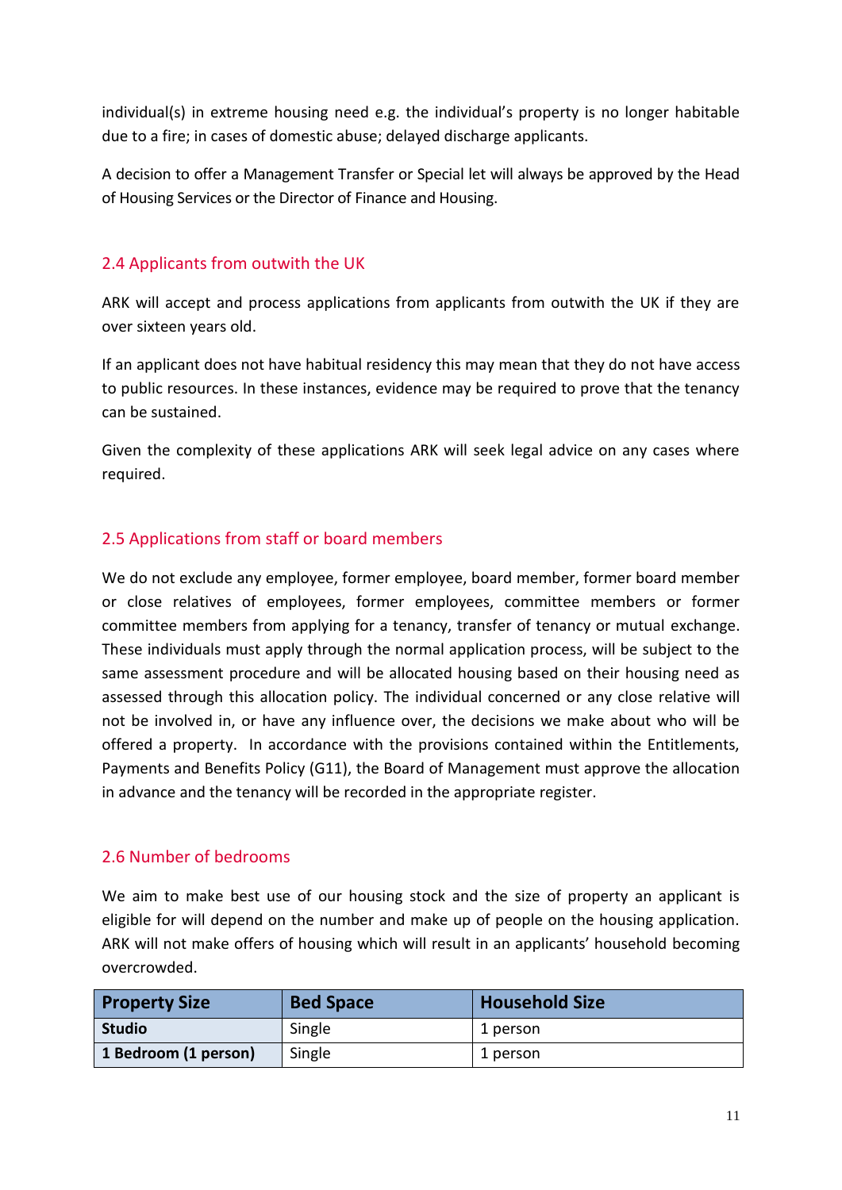individual(s) in extreme housing need e.g. the individual's property is no longer habitable due to a fire; in cases of domestic abuse; delayed discharge applicants.

A decision to offer a Management Transfer or Special let will always be approved by the Head of Housing Services or the Director of Finance and Housing.

## 2.4 Applicants from outwith the UK

ARK will accept and process applications from applicants from outwith the UK if they are over sixteen years old.

If an applicant does not have habitual residency this may mean that they do not have access to public resources. In these instances, evidence may be required to prove that the tenancy can be sustained.

Given the complexity of these applications ARK will seek legal advice on any cases where required.

## 2.5 Applications from staff or board members

We do not exclude any employee, former employee, board member, former board member or close relatives of employees, former employees, committee members or former committee members from applying for a tenancy, transfer of tenancy or mutual exchange. These individuals must apply through the normal application process, will be subject to the same assessment procedure and will be allocated housing based on their housing need as assessed through this allocation policy. The individual concerned or any close relative will not be involved in, or have any influence over, the decisions we make about who will be offered a property. In accordance with the provisions contained within the Entitlements, Payments and Benefits Policy (G11), the Board of Management must approve the allocation in advance and the tenancy will be recorded in the appropriate register.

## 2.6 Number of bedrooms

We aim to make best use of our housing stock and the size of property an applicant is eligible for will depend on the number and make up of people on the housing application. ARK will not make offers of housing which will result in an applicants' household becoming overcrowded.

| Property Size | Bed Space | Household Size |
|---|---|---|
| **Studio** | Single | 1 person |
| **1 Bedroom (1 person)** | Single | 1 person |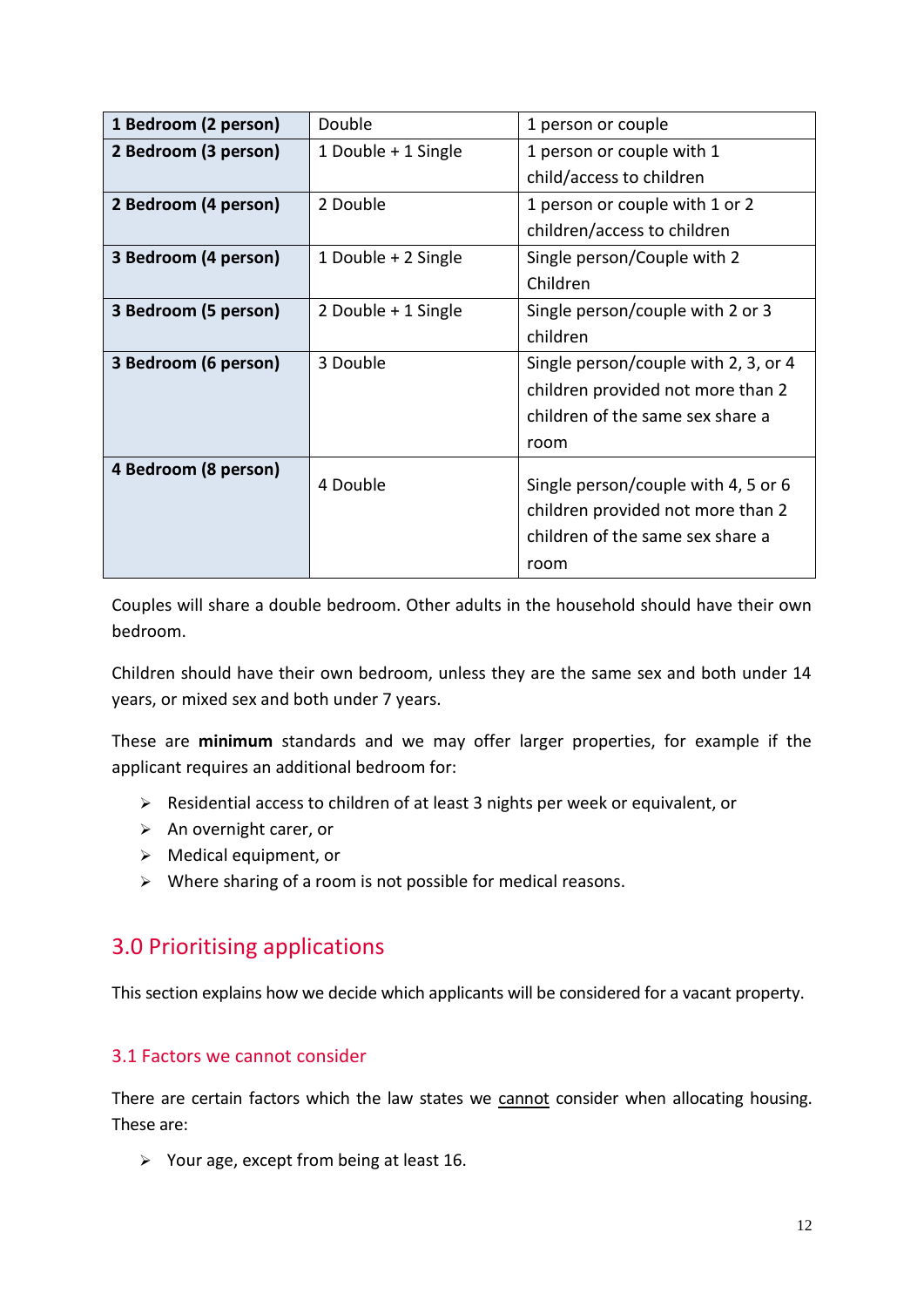| 1 Bedroom (2 person) | Double | 1 person or couple |
|---|---|---|
| **2 Bedroom (3 person)** | 1 Double + 1 Single | 1 person or couple with 1 child/access to children |
| **2 Bedroom (4 person)** | 2 Double | 1 person or couple with 1 or 2 children/access to children |
| **3 Bedroom (4 person)** | 1 Double + 2 Single | Single person/Couple with 2 Children |
| **3 Bedroom (5 person)** | 2 Double + 1 Single | Single person/couple with 2 or 3 children |
| **3 Bedroom (6 person)** | 3 Double | Single person/couple with 2, 3, or 4 children provided not more than 2 children of the same sex share a room |
| **4 Bedroom (8 person)** | 4 Double | Single person/couple with 4, 5 or 6 children provided not more than 2 children of the same sex share a room |

Couples will share a double bedroom. Other adults in the household should have their own bedroom.

Children should have their own bedroom, unless they are the same sex and both under 14 years, or mixed sex and both under 7 years.

These are **minimum** standards and we may offer larger properties, for example if the applicant requires an additional bedroom for:

- Residential access to children of at least 3 nights per week or equivalent, or
- An overnight carer, or
- Medical equipment, or
- Where sharing of a room is not possible for medical reasons.

## 3.0 Prioritising applications

This section explains how we decide which applicants will be considered for a vacant property.

### 3.1 Factors we cannot consider

There are certain factors which the law states we cannot consider when allocating housing. These are:

- Your age, except from being at least 16.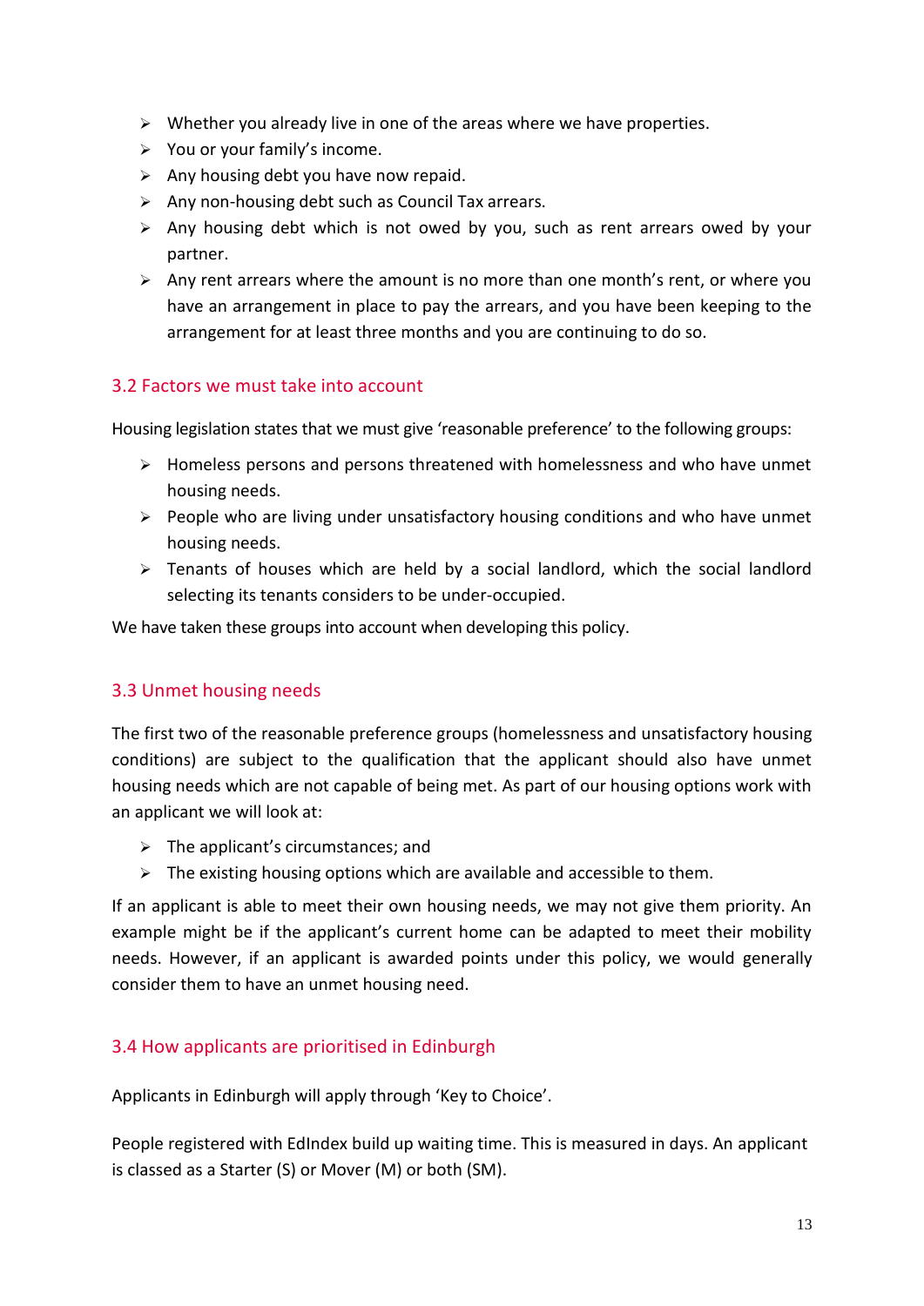- Whether you already live in one of the areas where we have properties.
- You or your family's income.
- Any housing debt you have now repaid.
- Any non-housing debt such as Council Tax arrears.
- Any housing debt which is not owed by you, such as rent arrears owed by your partner.
- Any rent arrears where the amount is no more than one month's rent, or where you have an arrangement in place to pay the arrears, and you have been keeping to the arrangement for at least three months and you are continuing to do so.

## 3.2 Factors we must take into account

Housing legislation states that we must give 'reasonable preference' to the following groups:

- Homeless persons and persons threatened with homelessness and who have unmet housing needs.
- People who are living under unsatisfactory housing conditions and who have unmet housing needs.
- Tenants of houses which are held by a social landlord, which the social landlord selecting its tenants considers to be under-occupied.

We have taken these groups into account when developing this policy.

## 3.3 Unmet housing needs

The first two of the reasonable preference groups (homelessness and unsatisfactory housing conditions) are subject to the qualification that the applicant should also have unmet housing needs which are not capable of being met. As part of our housing options work with an applicant we will look at:

- The applicant's circumstances; and
- The existing housing options which are available and accessible to them.

If an applicant is able to meet their own housing needs, we may not give them priority. An example might be if the applicant's current home can be adapted to meet their mobility needs. However, if an applicant is awarded points under this policy, we would generally consider them to have an unmet housing need.

## 3.4 How applicants are prioritised in Edinburgh

Applicants in Edinburgh will apply through 'Key to Choice'.

People registered with EdIndex build up waiting time. This is measured in days. An applicant is classed as a Starter (S) or Mover (M) or both (SM).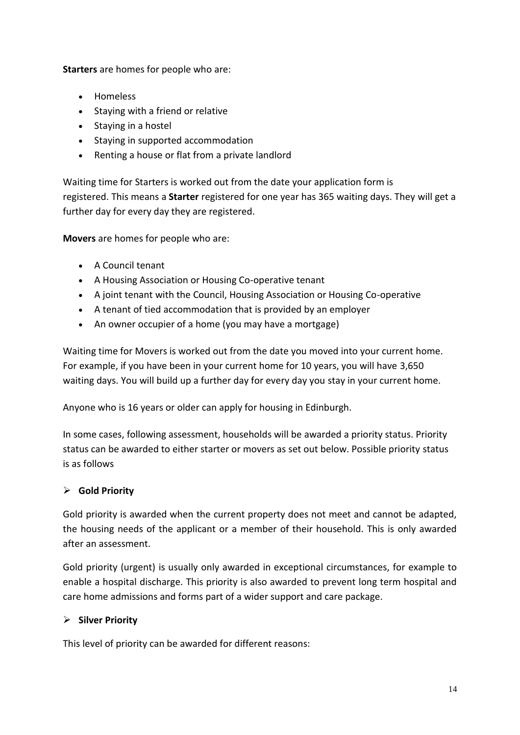**Starters** are homes for people who are:

- Homeless
- Staying with a friend or relative
- Staying in a hostel
- Staying in supported accommodation
- Renting a house or flat from a private landlord

Waiting time for Starters is worked out from the date your application form is registered. This means a **Starter** registered for one year has 365 waiting days. They will get a further day for every day they are registered.

**Movers** are homes for people who are:

- A Council tenant
- A Housing Association or Housing Co-operative tenant
- A joint tenant with the Council, Housing Association or Housing Co-operative
- A tenant of tied accommodation that is provided by an employer
- An owner occupier of a home (you may have a mortgage)

Waiting time for Movers is worked out from the date you moved into your current home. For example, if you have been in your current home for 10 years, you will have 3,650 waiting days. You will build up a further day for every day you stay in your current home.

Anyone who is 16 years or older can apply for housing in Edinburgh.

In some cases, following assessment, households will be awarded a priority status. Priority status can be awarded to either starter or movers as set out below. Possible priority status is as follows

- **Gold Priority**

Gold priority is awarded when the current property does not meet and cannot be adapted, the housing needs of the applicant or a member of their household. This is only awarded after an assessment.

Gold priority (urgent) is usually only awarded in exceptional circumstances, for example to enable a hospital discharge. This priority is also awarded to prevent long term hospital and care home admissions and forms part of a wider support and care package.

- **Silver Priority**

This level of priority can be awarded for different reasons: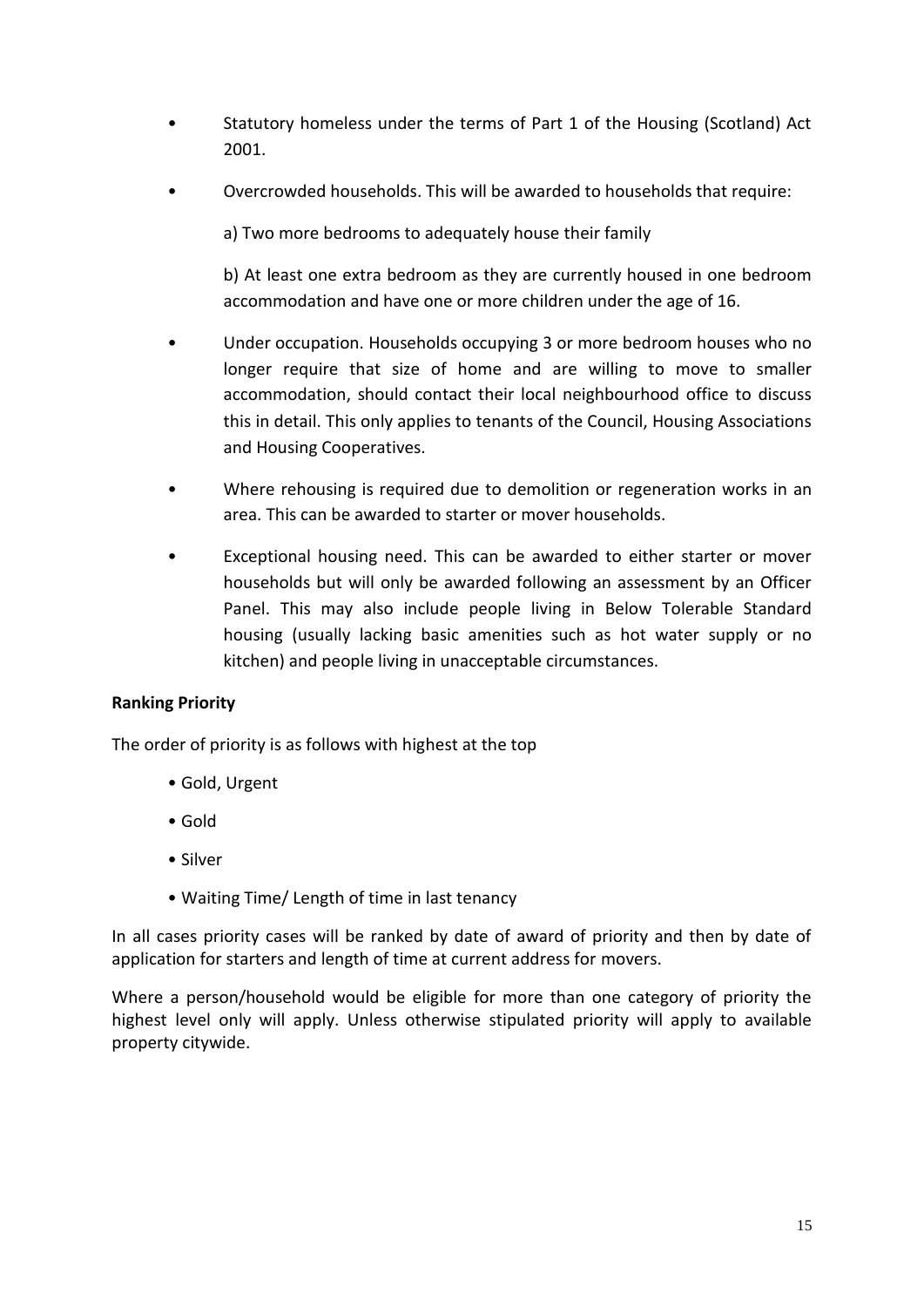- Statutory homeless under the terms of Part 1 of the Housing (Scotland) Act 2001.
- Overcrowded households. This will be awarded to households that require:

  a) Two more bedrooms to adequately house their family

  b) At least one extra bedroom as they are currently housed in one bedroom accommodation and have one or more children under the age of 16.
- Under occupation. Households occupying 3 or more bedroom houses who no longer require that size of home and are willing to move to smaller accommodation, should contact their local neighbourhood office to discuss this in detail. This only applies to tenants of the Council, Housing Associations and Housing Cooperatives.
- Where rehousing is required due to demolition or regeneration works in an area. This can be awarded to starter or mover households.
- Exceptional housing need. This can be awarded to either starter or mover households but will only be awarded following an assessment by an Officer Panel. This may also include people living in Below Tolerable Standard housing (usually lacking basic amenities such as hot water supply or no kitchen) and people living in unacceptable circumstances.

**Ranking Priority**

The order of priority is as follows with highest at the top

- Gold, Urgent
- Gold
- Silver
- Waiting Time/ Length of time in last tenancy

In all cases priority cases will be ranked by date of award of priority and then by date of application for starters and length of time at current address for movers.

Where a person/household would be eligible for more than one category of priority the highest level only will apply. Unless otherwise stipulated priority will apply to available property citywide.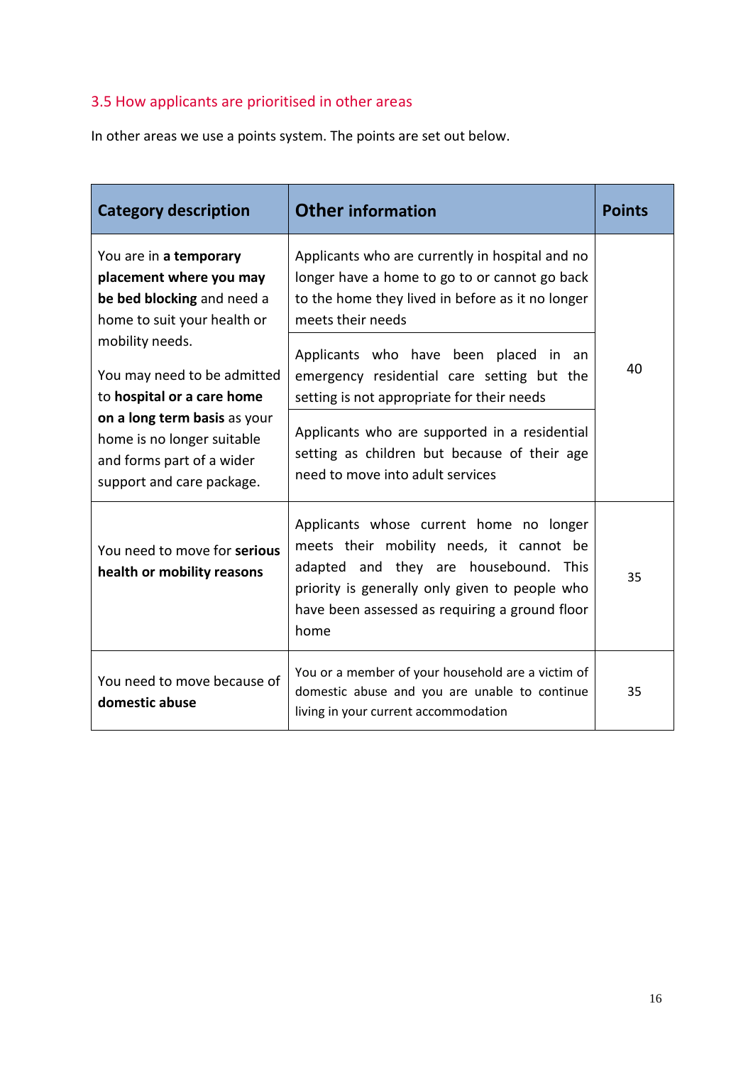### 3.5 How applicants are prioritised in other areas

In other areas we use a points system. The points are set out below.

| Category description | Other information | Points |
|---|---|---|
| You are in a **temporary placement where you may be bed blocking** and need a home to suit your health or mobility needs.<br><br>You may need to be admitted to **hospital or a care home on a long term basis** as your home is no longer suitable and forms part of a wider support and care package. | Applicants who are currently in hospital and no longer have a home to go to or cannot go back to the home they lived in before as it no longer meets their needs<br><br>Applicants who have been placed in an emergency residential care setting but the setting is not appropriate for their needs<br><br>Applicants who are supported in a residential setting as children but because of their age need to move into adult services | 40 |
| You need to move for **serious health or mobility reasons** | Applicants whose current home no longer meets their mobility needs, it cannot be adapted and they are housebound. This priority is generally only given to people who have been assessed as requiring a ground floor home | 35 |
| You need to move because of **domestic abuse** | You or a member of your household are a victim of domestic abuse and you are unable to continue living in your current accommodation | 35 |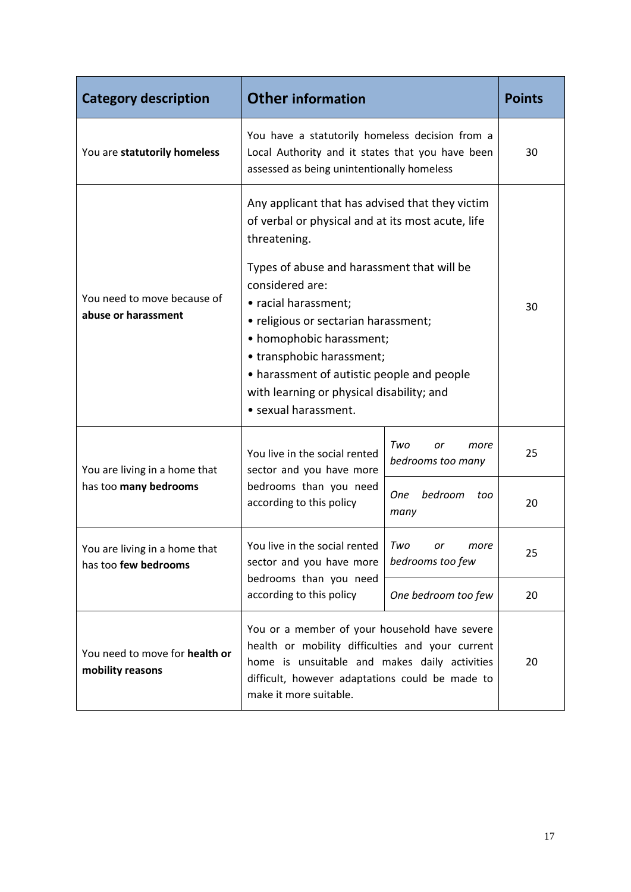| Category description | Other information | | Points |
|---|---|---|---|
| You are **statutorily homeless** | You have a statutorily homeless decision from a Local Authority and it states that you have been assessed as being unintentionally homeless | | 30 |
| You need to move because of **abuse or harassment** | Any applicant that has advised that they victim of verbal or physical and at its most acute, life threatening.<br><br>Types of abuse and harassment that will be considered are:<br>• racial harassment;<br>• religious or sectarian harassment;<br>• homophobic harassment;<br>• transphobic harassment;<br>• harassment of autistic people and people with learning or physical disability; and<br>• sexual harassment. | | 30 |
| You are living in a home that has too **many bedrooms** | You live in the social rented sector and you have more bedrooms than you need according to this policy | *Two or more bedrooms too many* | 25 |
| | | *One bedroom too many* | 20 |
| You are living in a home that has too **few bedrooms** | You live in the social rented sector and you have more bedrooms than you need according to this policy | *Two or more bedrooms too few* | 25 |
| | | *One bedroom too few* | 20 |
| You need to move for **health or mobility reasons** | You or a member of your household have severe health or mobility difficulties and your current home is unsuitable and makes daily activities difficult, however adaptations could be made to make it more suitable. | | 20 |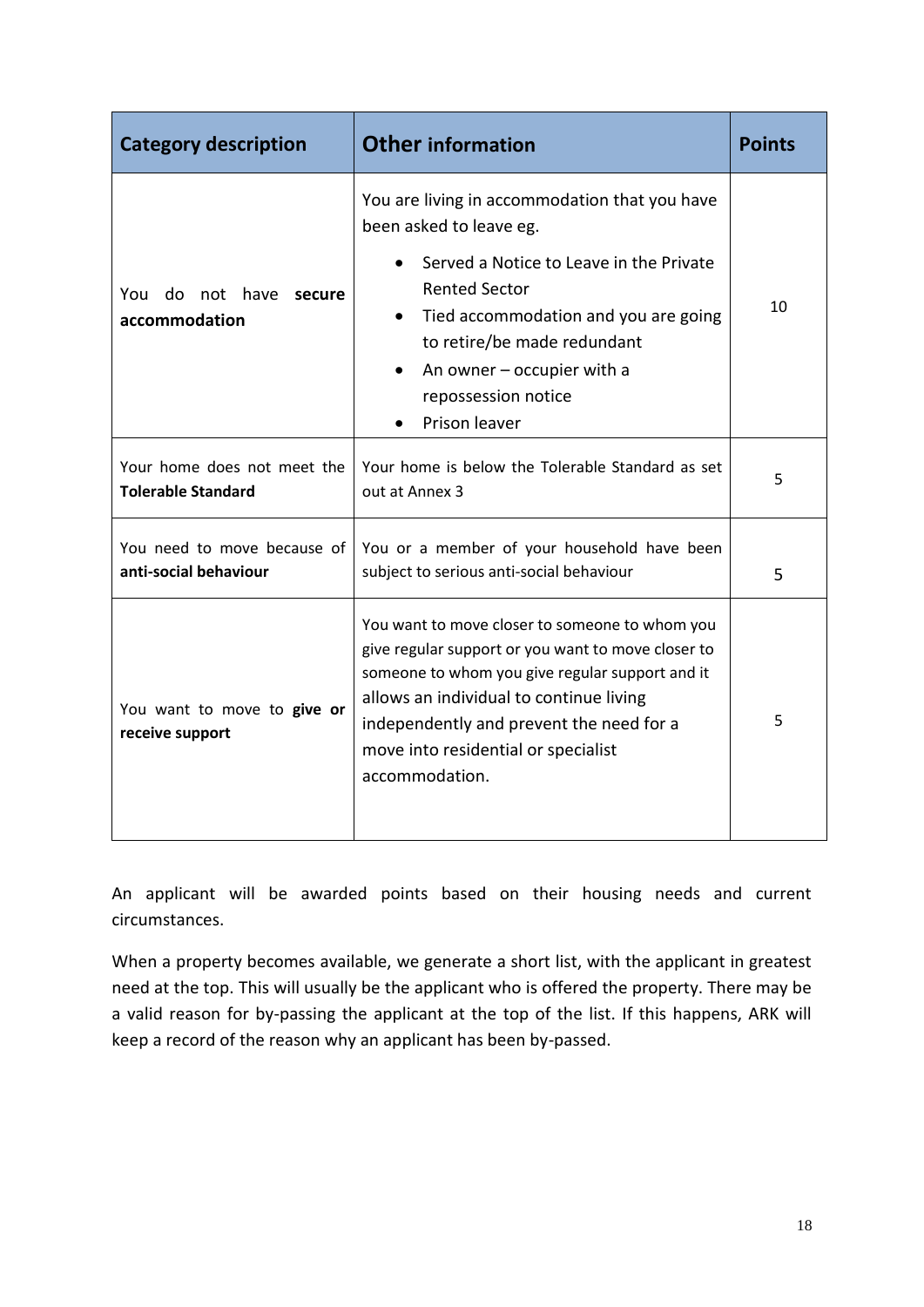| Category description | Other information | Points |
| --- | --- | --- |
| You do not have **secure accommodation** | You are living in accommodation that you have been asked to leave eg.<br>• Served a Notice to Leave in the Private Rented Sector<br>• Tied accommodation and you are going to retire/be made redundant<br>• An owner – occupier with a repossession notice<br>• Prison leaver | 10 |
| Your home does not meet the **Tolerable Standard** | Your home is below the Tolerable Standard as set out at Annex 3 | 5 |
| You need to move because of **anti-social behaviour** | You or a member of your household have been subject to serious anti-social behaviour | 5 |
| You want to move to **give or receive support** | You want to move closer to someone to whom you give regular support or you want to move closer to someone to whom you give regular support and it allows an individual to continue living independently and prevent the need for a move into residential or specialist accommodation. | 5 |

An applicant will be awarded points based on their housing needs and current circumstances.

When a property becomes available, we generate a short list, with the applicant in greatest need at the top. This will usually be the applicant who is offered the property. There may be a valid reason for by-passing the applicant at the top of the list. If this happens, ARK will keep a record of the reason why an applicant has been by-passed.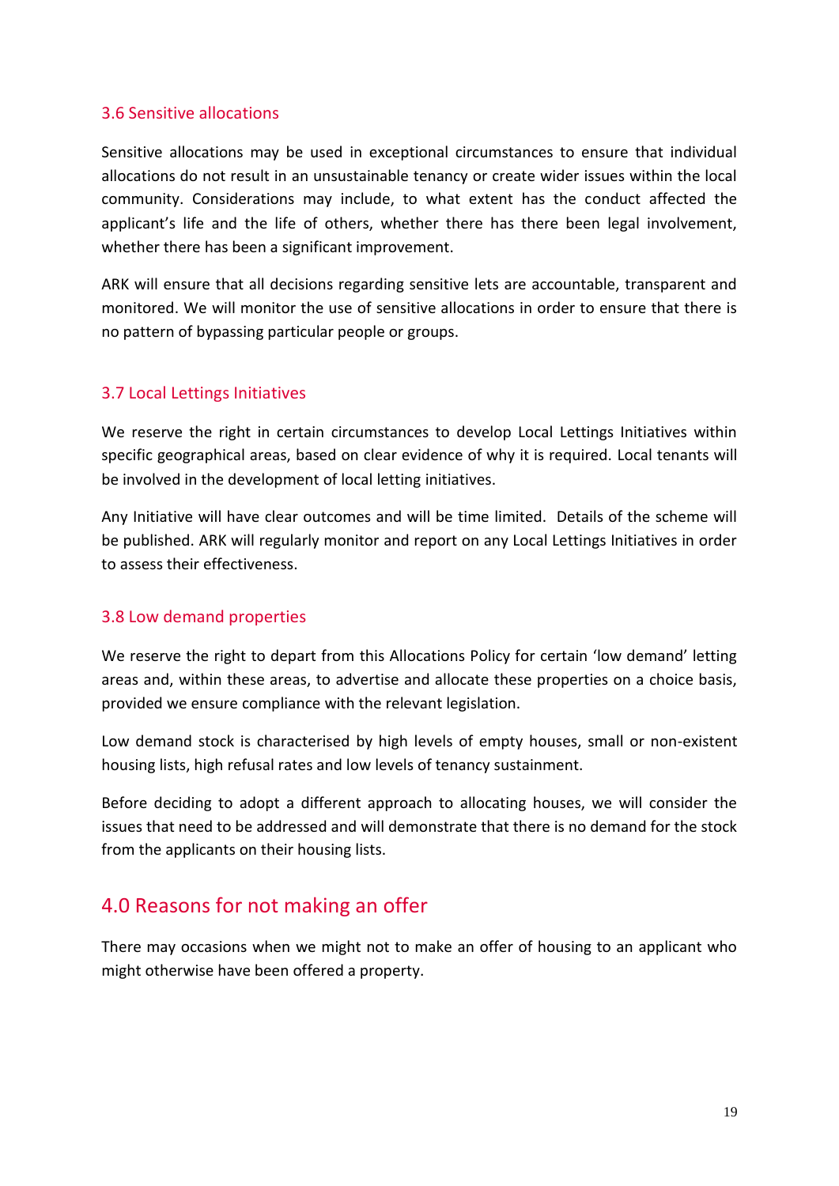### 3.6 Sensitive allocations

Sensitive allocations may be used in exceptional circumstances to ensure that individual allocations do not result in an unsustainable tenancy or create wider issues within the local community. Considerations may include, to what extent has the conduct affected the applicant's life and the life of others, whether there has there been legal involvement, whether there has been a significant improvement.

ARK will ensure that all decisions regarding sensitive lets are accountable, transparent and monitored. We will monitor the use of sensitive allocations in order to ensure that there is no pattern of bypassing particular people or groups.

### 3.7 Local Lettings Initiatives

We reserve the right in certain circumstances to develop Local Lettings Initiatives within specific geographical areas, based on clear evidence of why it is required. Local tenants will be involved in the development of local letting initiatives.

Any Initiative will have clear outcomes and will be time limited. Details of the scheme will be published. ARK will regularly monitor and report on any Local Lettings Initiatives in order to assess their effectiveness.

### 3.8 Low demand properties

We reserve the right to depart from this Allocations Policy for certain 'low demand' letting areas and, within these areas, to advertise and allocate these properties on a choice basis, provided we ensure compliance with the relevant legislation.

Low demand stock is characterised by high levels of empty houses, small or non-existent housing lists, high refusal rates and low levels of tenancy sustainment.

Before deciding to adopt a different approach to allocating houses, we will consider the issues that need to be addressed and will demonstrate that there is no demand for the stock from the applicants on their housing lists.

## 4.0 Reasons for not making an offer

There may occasions when we might not to make an offer of housing to an applicant who might otherwise have been offered a property.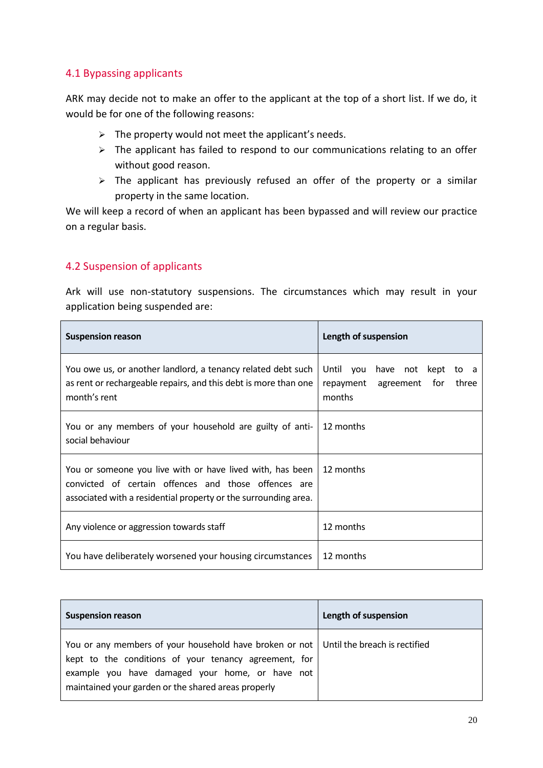## 4.1 Bypassing applicants

ARK may decide not to make an offer to the applicant at the top of a short list. If we do, it would be for one of the following reasons:

- The property would not meet the applicant's needs.
- The applicant has failed to respond to our communications relating to an offer without good reason.
- The applicant has previously refused an offer of the property or a similar property in the same location.

We will keep a record of when an applicant has been bypassed and will review our practice on a regular basis.

## 4.2 Suspension of applicants

Ark will use non-statutory suspensions. The circumstances which may result in your application being suspended are:

| Suspension reason | Length of suspension |
|---|---|
| You owe us, or another landlord, a tenancy related debt such as rent or rechargeable repairs, and this debt is more than one month's rent | Until you have not kept to a repayment agreement for three months |
| You or any members of your household are guilty of anti-social behaviour | 12 months |
| You or someone you live with or have lived with, has been convicted of certain offences and those offences are associated with a residential property or the surrounding area. | 12 months |
| Any violence or aggression towards staff | 12 months |
| You have deliberately worsened your housing circumstances | 12 months |
| You or any members of your household have broken or not kept to the conditions of your tenancy agreement, for example you have damaged your home, or have not maintained your garden or the shared areas properly | Until the breach is rectified |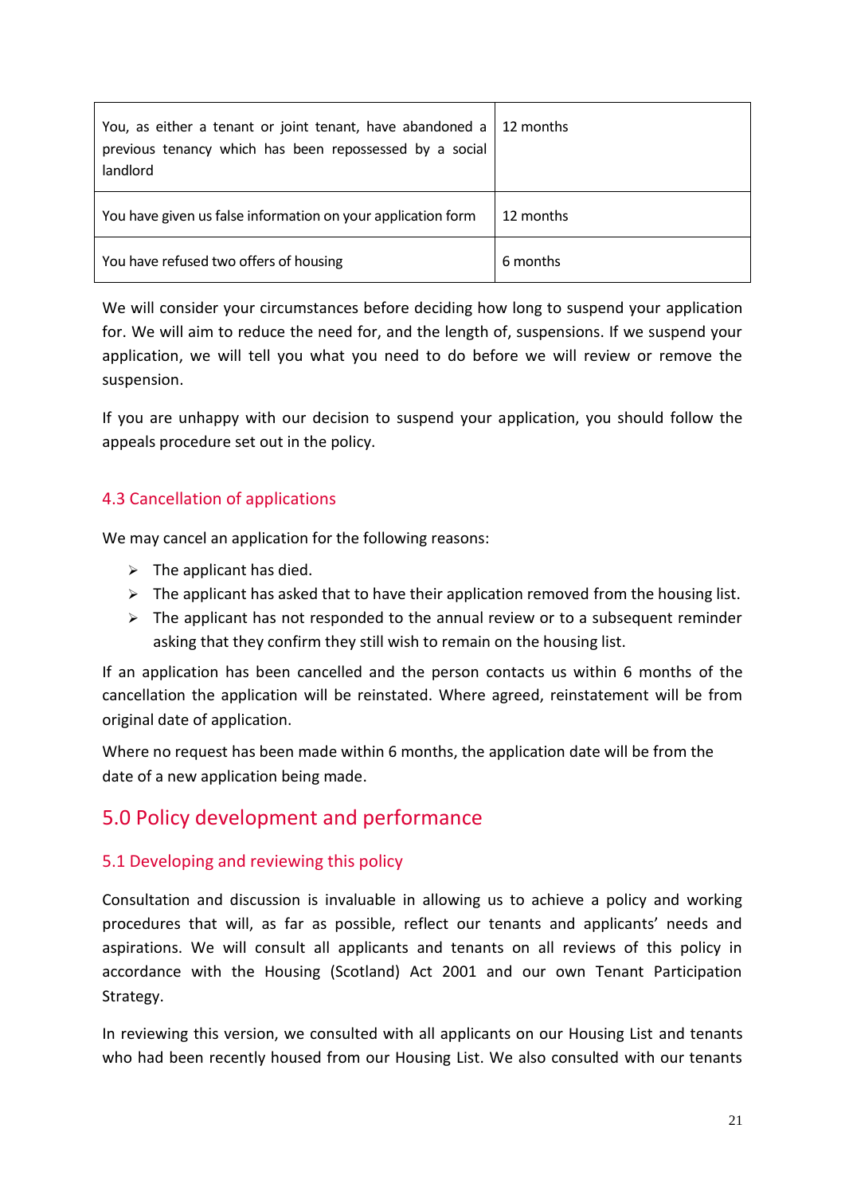| | |
|---|---|
| You, as either a tenant or joint tenant, have abandoned a previous tenancy which has been repossessed by a social landlord | 12 months |
| You have given us false information on your application form | 12 months |
| You have refused two offers of housing | 6 months |

We will consider your circumstances before deciding how long to suspend your application for. We will aim to reduce the need for, and the length of, suspensions. If we suspend your application, we will tell you what you need to do before we will review or remove the suspension.

If you are unhappy with our decision to suspend your application, you should follow the appeals procedure set out in the policy.

### 4.3 Cancellation of applications

We may cancel an application for the following reasons:

- The applicant has died.
- The applicant has asked that to have their application removed from the housing list.
- The applicant has not responded to the annual review or to a subsequent reminder asking that they confirm they still wish to remain on the housing list.

If an application has been cancelled and the person contacts us within 6 months of the cancellation the application will be reinstated. Where agreed, reinstatement will be from original date of application.

Where no request has been made within 6 months, the application date will be from the date of a new application being made.

## 5.0 Policy development and performance

### 5.1 Developing and reviewing this policy

Consultation and discussion is invaluable in allowing us to achieve a policy and working procedures that will, as far as possible, reflect our tenants and applicants' needs and aspirations. We will consult all applicants and tenants on all reviews of this policy in accordance with the Housing (Scotland) Act 2001 and our own Tenant Participation Strategy.

In reviewing this version, we consulted with all applicants on our Housing List and tenants who had been recently housed from our Housing List. We also consulted with our tenants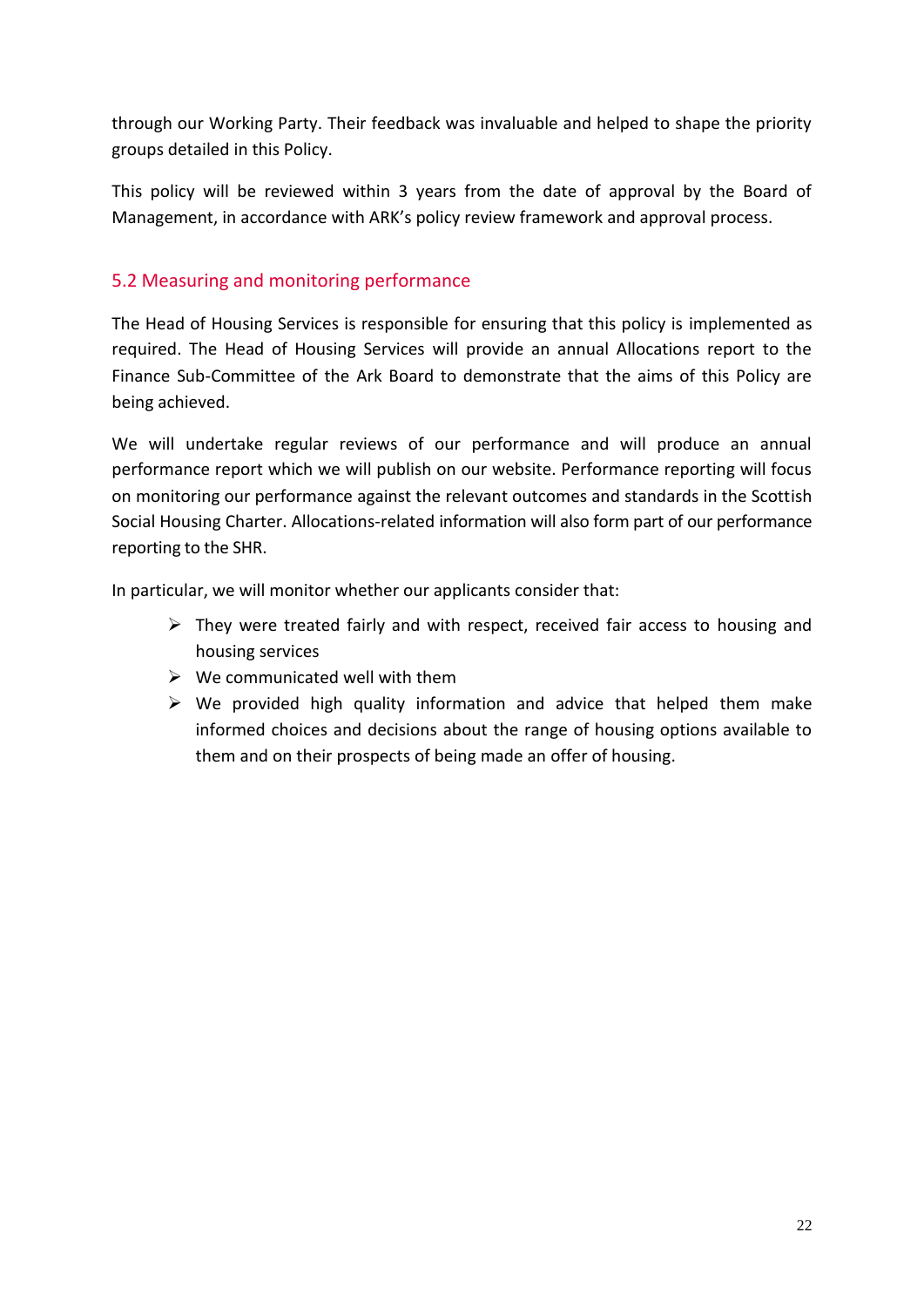through our Working Party. Their feedback was invaluable and helped to shape the priority groups detailed in this Policy.

This policy will be reviewed within 3 years from the date of approval by the Board of Management, in accordance with ARK's policy review framework and approval process.

## 5.2 Measuring and monitoring performance

The Head of Housing Services is responsible for ensuring that this policy is implemented as required. The Head of Housing Services will provide an annual Allocations report to the Finance Sub-Committee of the Ark Board to demonstrate that the aims of this Policy are being achieved.

We will undertake regular reviews of our performance and will produce an annual performance report which we will publish on our website. Performance reporting will focus on monitoring our performance against the relevant outcomes and standards in the Scottish Social Housing Charter. Allocations-related information will also form part of our performance reporting to the SHR.

In particular, we will monitor whether our applicants consider that:

- They were treated fairly and with respect, received fair access to housing and housing services
- We communicated well with them
- We provided high quality information and advice that helped them make informed choices and decisions about the range of housing options available to them and on their prospects of being made an offer of housing.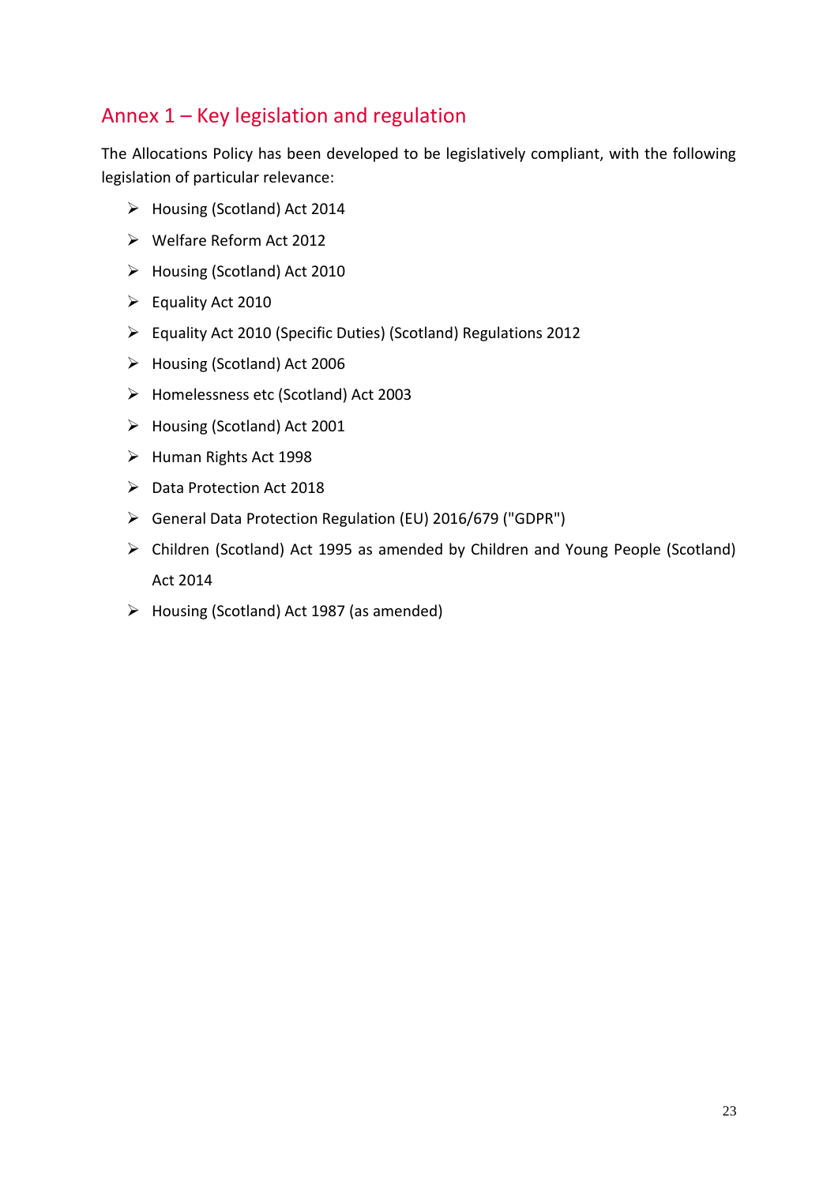## Annex 1 – Key legislation and regulation

The Allocations Policy has been developed to be legislatively compliant, with the following legislation of particular relevance:

- Housing (Scotland) Act 2014
- Welfare Reform Act 2012
- Housing (Scotland) Act 2010
- Equality Act 2010
- Equality Act 2010 (Specific Duties) (Scotland) Regulations 2012
- Housing (Scotland) Act 2006
- Homelessness etc (Scotland) Act 2003
- Housing (Scotland) Act 2001
- Human Rights Act 1998
- Data Protection Act 2018
- General Data Protection Regulation (EU) 2016/679 ("GDPR")
- Children (Scotland) Act 1995 as amended by Children and Young People (Scotland) Act 2014
- Housing (Scotland) Act 1987 (as amended)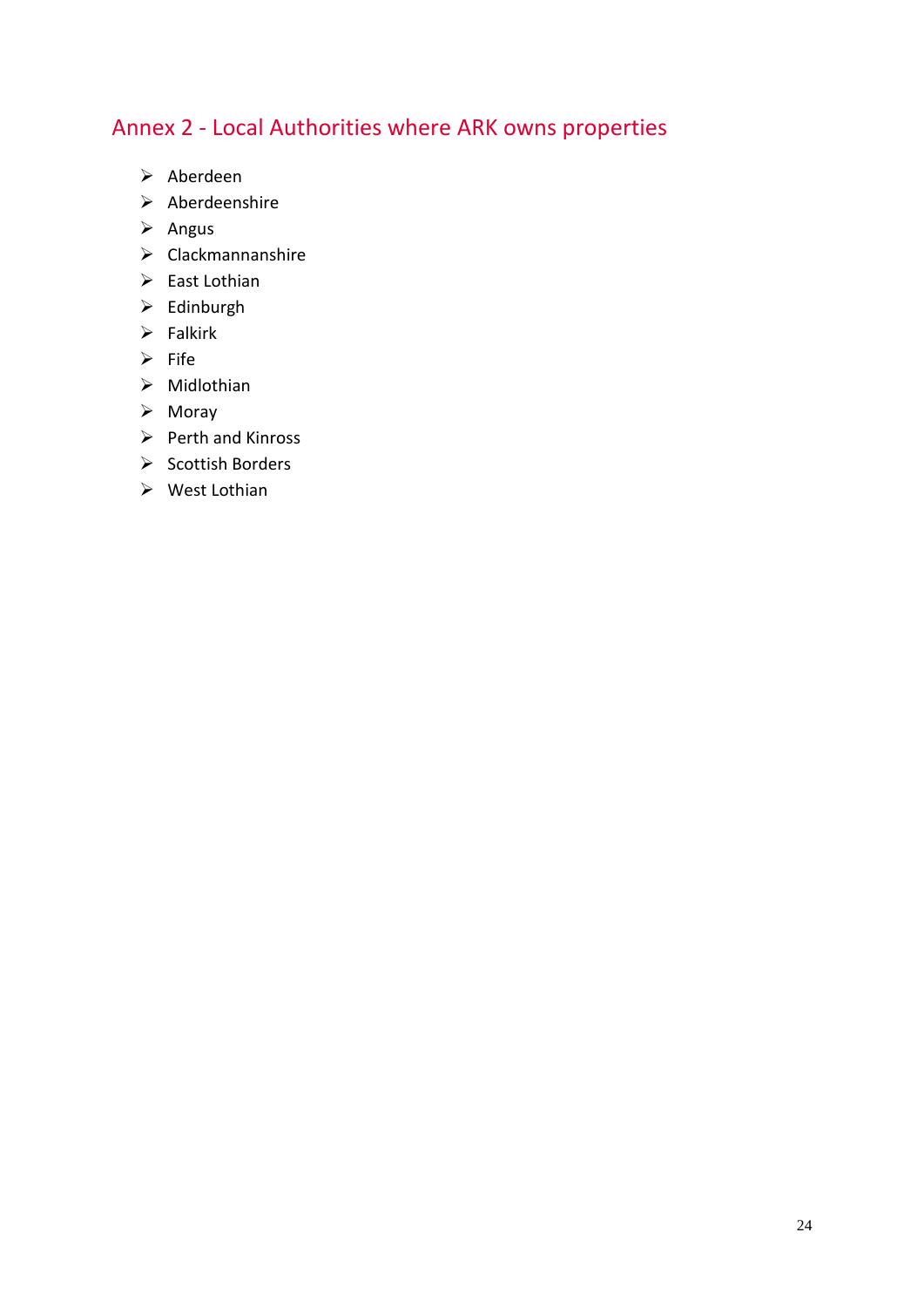## Annex 2 - Local Authorities where ARK owns properties

- Aberdeen
- Aberdeenshire
- Angus
- Clackmannanshire
- East Lothian
- Edinburgh
- Falkirk
- Fife
- Midlothian
- Moray
- Perth and Kinross
- Scottish Borders
- West Lothian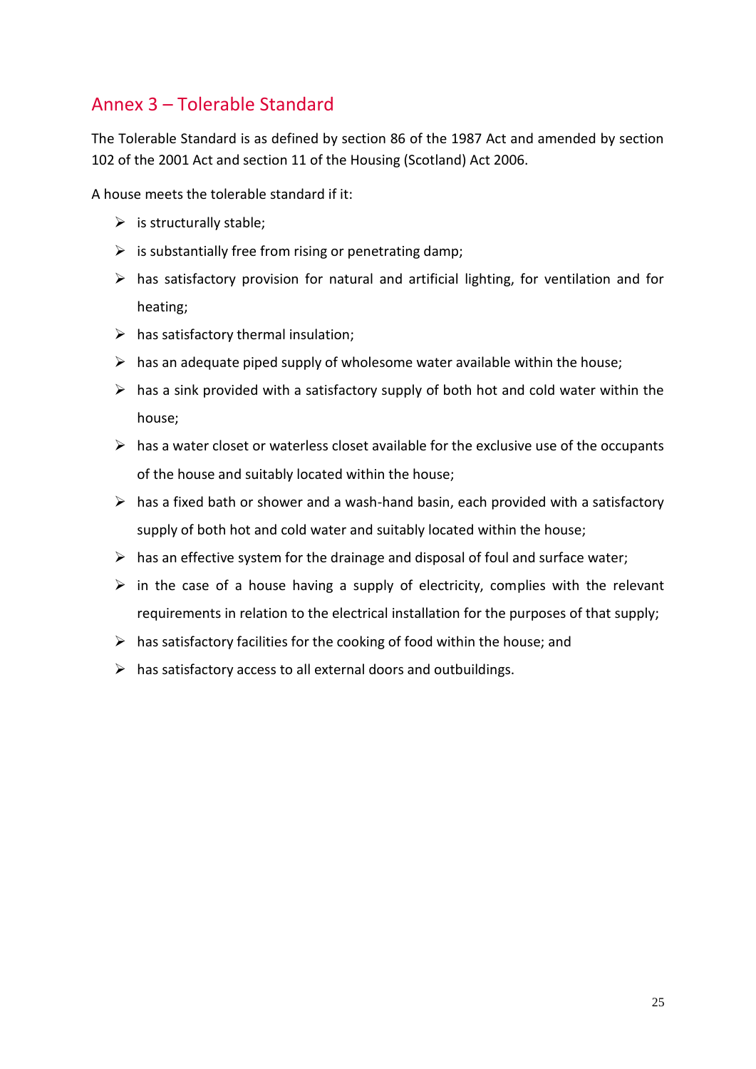## Annex 3 – Tolerable Standard

The Tolerable Standard is as defined by section 86 of the 1987 Act and amended by section 102 of the 2001 Act and section 11 of the Housing (Scotland) Act 2006.

A house meets the tolerable standard if it:

- is structurally stable;
- is substantially free from rising or penetrating damp;
- has satisfactory provision for natural and artificial lighting, for ventilation and for heating;
- has satisfactory thermal insulation;
- has an adequate piped supply of wholesome water available within the house;
- has a sink provided with a satisfactory supply of both hot and cold water within the house;
- has a water closet or waterless closet available for the exclusive use of the occupants of the house and suitably located within the house;
- has a fixed bath or shower and a wash-hand basin, each provided with a satisfactory supply of both hot and cold water and suitably located within the house;
- has an effective system for the drainage and disposal of foul and surface water;
- in the case of a house having a supply of electricity, complies with the relevant requirements in relation to the electrical installation for the purposes of that supply;
- has satisfactory facilities for the cooking of food within the house; and
- has satisfactory access to all external doors and outbuildings.